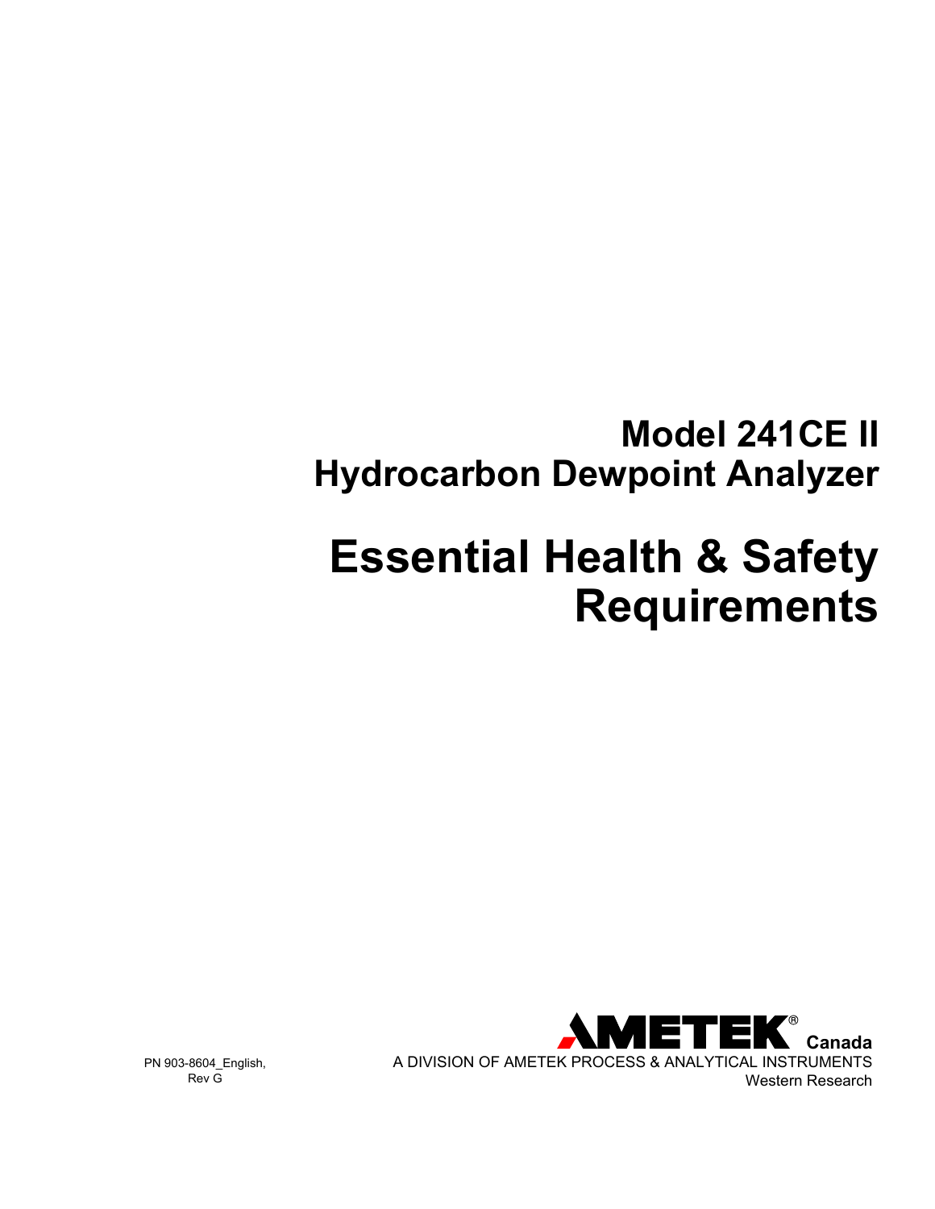# Model 241CE II
# Hydrocarbon Dewpoint Analyzer

# Essential Health & Safety Requirements

AMETEK® Canada

A DIVISION OF AMETEK PROCESS & ANALYTICAL INSTRUMENTS

Western Research

PN 903-8604_English, Rev G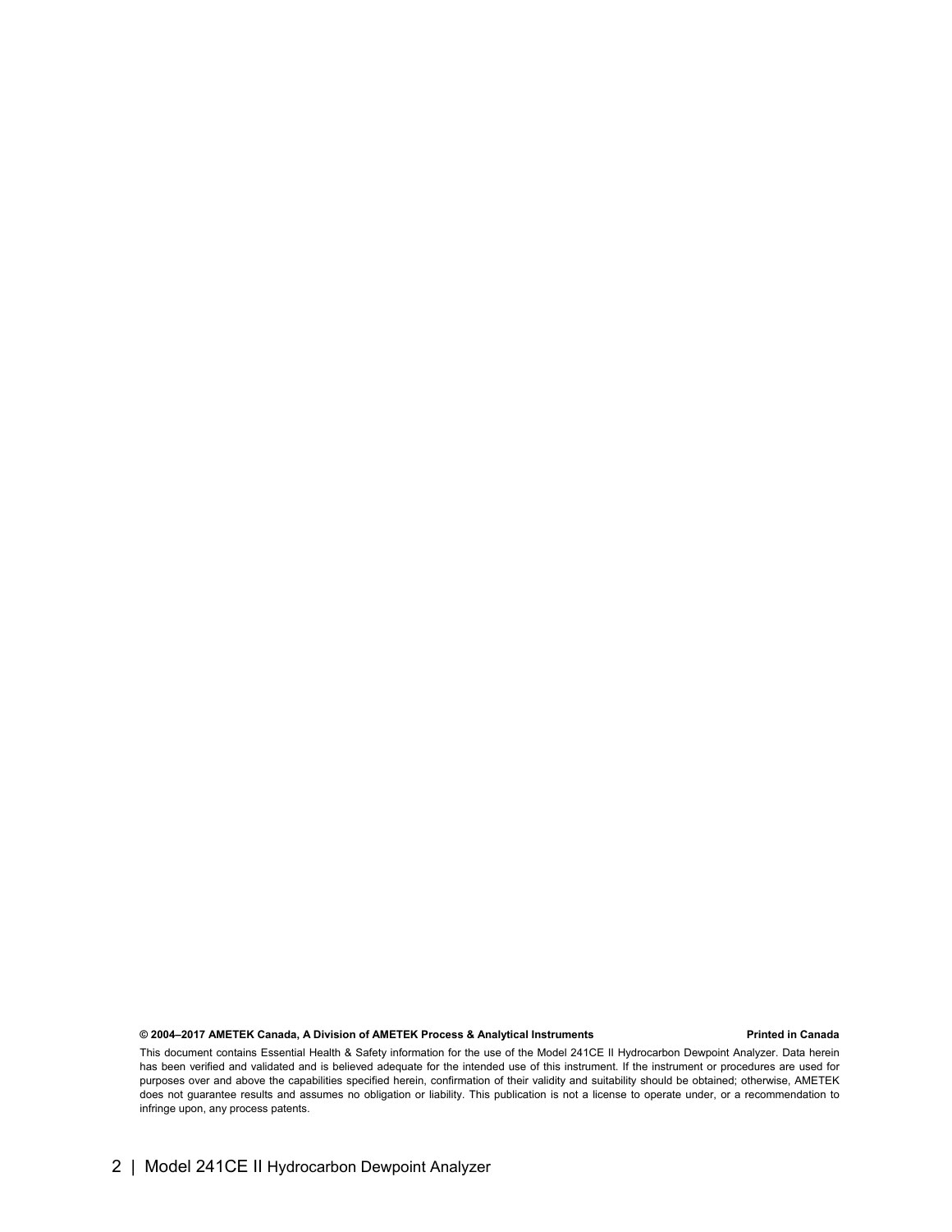**© 2004–2017 AMETEK Canada, A Division of AMETEK Process & Analytical Instruments** **Printed in Canada**

This document contains Essential Health & Safety information for the use of the Model 241CE II Hydrocarbon Dewpoint Analyzer. Data herein has been verified and validated and is believed adequate for the intended use of this instrument. If the instrument or procedures are used for purposes over and above the capabilities specified herein, confirmation of their validity and suitability should be obtained; otherwise, AMETEK does not guarantee results and assumes no obligation or liability. This publication is not a license to operate under, or a recommendation to infringe upon, any process patents.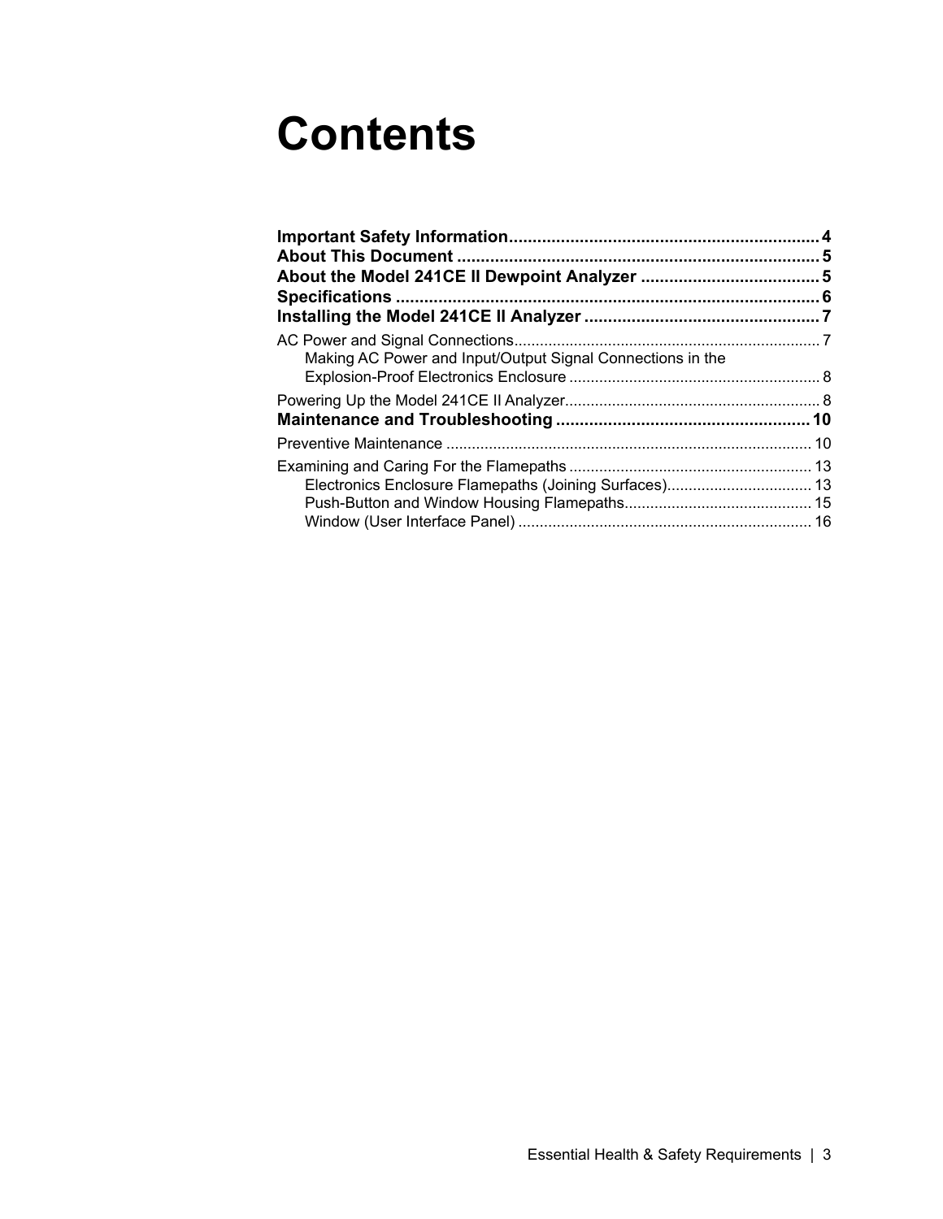# Contents

**Important Safety Information** ................................................................. 4
**About This Document** ............................................................................ 5
**About the Model 241CE II Dewpoint Analyzer** ...................................... 5
**Specifications** ........................................................................................ 6
**Installing the Model 241CE II Analyzer** ................................................. 7

AC Power and Signal Connections ....................................................................... 7
    Making AC Power and Input/Output Signal Connections in the Explosion-Proof Electronics Enclosure .......................................................... 8

Powering Up the Model 241CE II Analyzer ........................................................... 8

**Maintenance and Troubleshooting** ..................................................... 10

Preventive Maintenance ..................................................................................... 10

Examining and Caring For the Flamepaths ......................................................... 13
    Electronics Enclosure Flamepaths (Joining Surfaces) .................................. 13
    Push-Button and Window Housing Flamepaths ............................................ 15
    Window (User Interface Panel) .................................................................... 16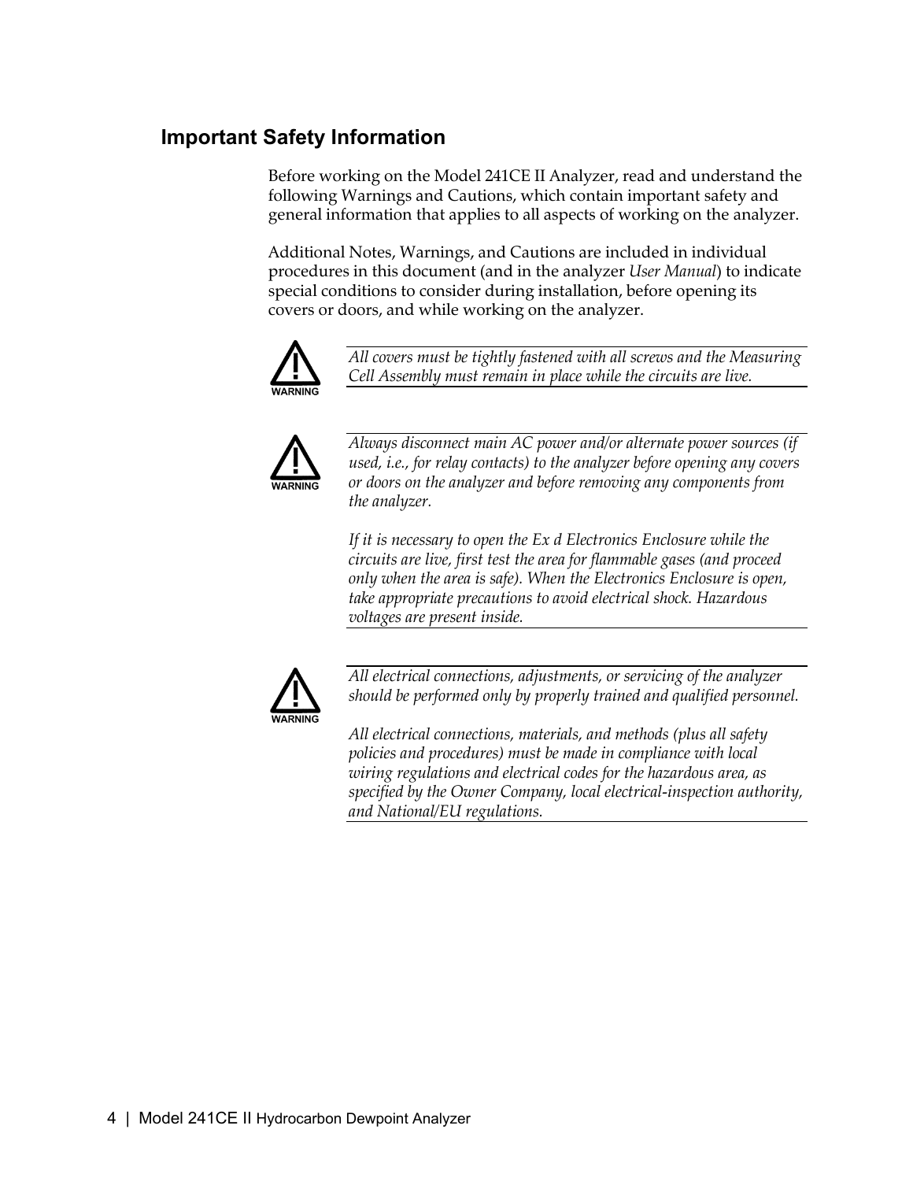## Important Safety Information

Before working on the Model 241CE II Analyzer, read and understand the following Warnings and Cautions, which contain important safety and general information that applies to all aspects of working on the analyzer.

Additional Notes, Warnings, and Cautions are included in individual procedures in this document (and in the analyzer *User Manual*) to indicate special conditions to consider during installation, before opening its covers or doors, and while working on the analyzer.

**WARNING**

*All covers must be tightly fastened with all screws and the Measuring Cell Assembly must remain in place while the circuits are live.*

**WARNING**

*Always disconnect main AC power and/or alternate power sources (if used, i.e., for relay contacts) to the analyzer before opening any covers or doors on the analyzer and before removing any components from the analyzer.*

*If it is necessary to open the Ex d Electronics Enclosure while the circuits are live, first test the area for flammable gases (and proceed only when the area is safe). When the Electronics Enclosure is open, take appropriate precautions to avoid electrical shock. Hazardous voltages are present inside.*

**WARNING**

*All electrical connections, adjustments, or servicing of the analyzer should be performed only by properly trained and qualified personnel.*

*All electrical connections, materials, and methods (plus all safety policies and procedures) must be made in compliance with local wiring regulations and electrical codes for the hazardous area, as specified by the Owner Company, local electrical-inspection authority, and National/EU regulations.*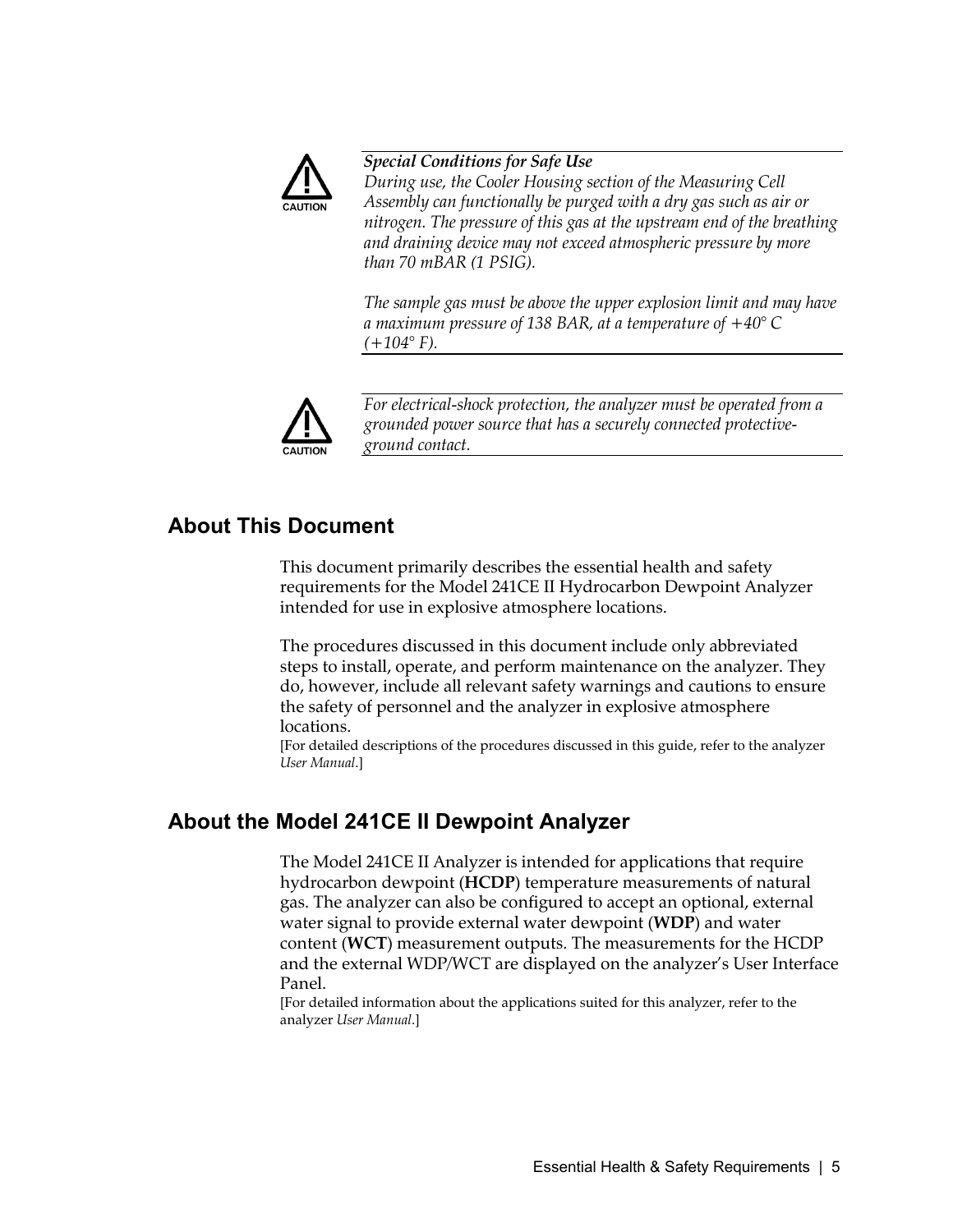**CAUTION**

***Special Conditions for Safe Use***

*During use, the Cooler Housing section of the Measuring Cell Assembly can functionally be purged with a dry gas such as air or nitrogen. The pressure of this gas at the upstream end of the breathing and draining device may not exceed atmospheric pressure by more than 70 mBAR (1 PSIG).*

*The sample gas must be above the upper explosion limit and may have a maximum pressure of 138 BAR, at a temperature of +40° C (+104° F).*

**CAUTION**

*For electrical-shock protection, the analyzer must be operated from a grounded power source that has a securely connected protective-ground contact.*

## About This Document

This document primarily describes the essential health and safety requirements for the Model 241CE II Hydrocarbon Dewpoint Analyzer intended for use in explosive atmosphere locations.

The procedures discussed in this document include only abbreviated steps to install, operate, and perform maintenance on the analyzer. They do, however, include all relevant safety warnings and cautions to ensure the safety of personnel and the analyzer in explosive atmosphere locations.

[For detailed descriptions of the procedures discussed in this guide, refer to the analyzer *User Manual*.]

## About the Model 241CE II Dewpoint Analyzer

The Model 241CE II Analyzer is intended for applications that require hydrocarbon dewpoint (**HCDP**) temperature measurements of natural gas. The analyzer can also be configured to accept an optional, external water signal to provide external water dewpoint (**WDP**) and water content (**WCT**) measurement outputs. The measurements for the HCDP and the external WDP/WCT are displayed on the analyzer's User Interface Panel.

[For detailed information about the applications suited for this analyzer, refer to the analyzer *User Manual*.]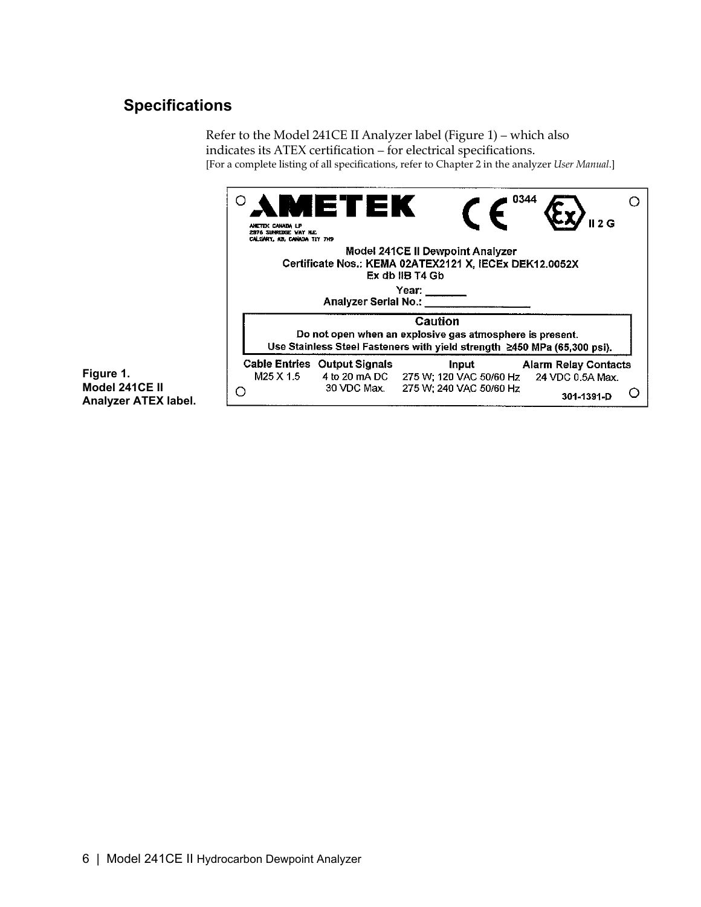## Specifications

Refer to the Model 241CE II Analyzer label (Figure 1) – which also indicates its ATEX certification – for electrical specifications.
[For a complete listing of all specifications, refer to Chapter 2 in the analyzer *User Manual*.]

AMETEK
AMETEK CANADA LP
2876 SUNRIDGE WAY N.E.
CALGARY, AB, CANADA T1Y 7H9

CE 0344 II 2 G

Model 241CE II Dewpoint Analyzer
Certificate Nos.: KEMA 02ATEX2121 X, IECEx DEK12.0052X
Ex db IIB T4 Gb

Year: _______
Analyzer Serial No.: ___________________

**Caution**
Do not open when an explosive gas atmosphere is present.
Use Stainless Steel Fasteners with yield strength ≥450 MPa (65,300 psi).

| Cable Entries | Output Signals | Input | Alarm Relay Contacts |
|---|---|---|---|
| M25 X 1.5 | 4 to 20 mA DC | 275 W; 120 VAC 50/60 Hz | 24 VDC 0.5A Max. |
| | 30 VDC Max. | 275 W; 240 VAC 50/60 Hz | |

301-1391-D

**Figure 1. Model 241CE II Analyzer ATEX label.**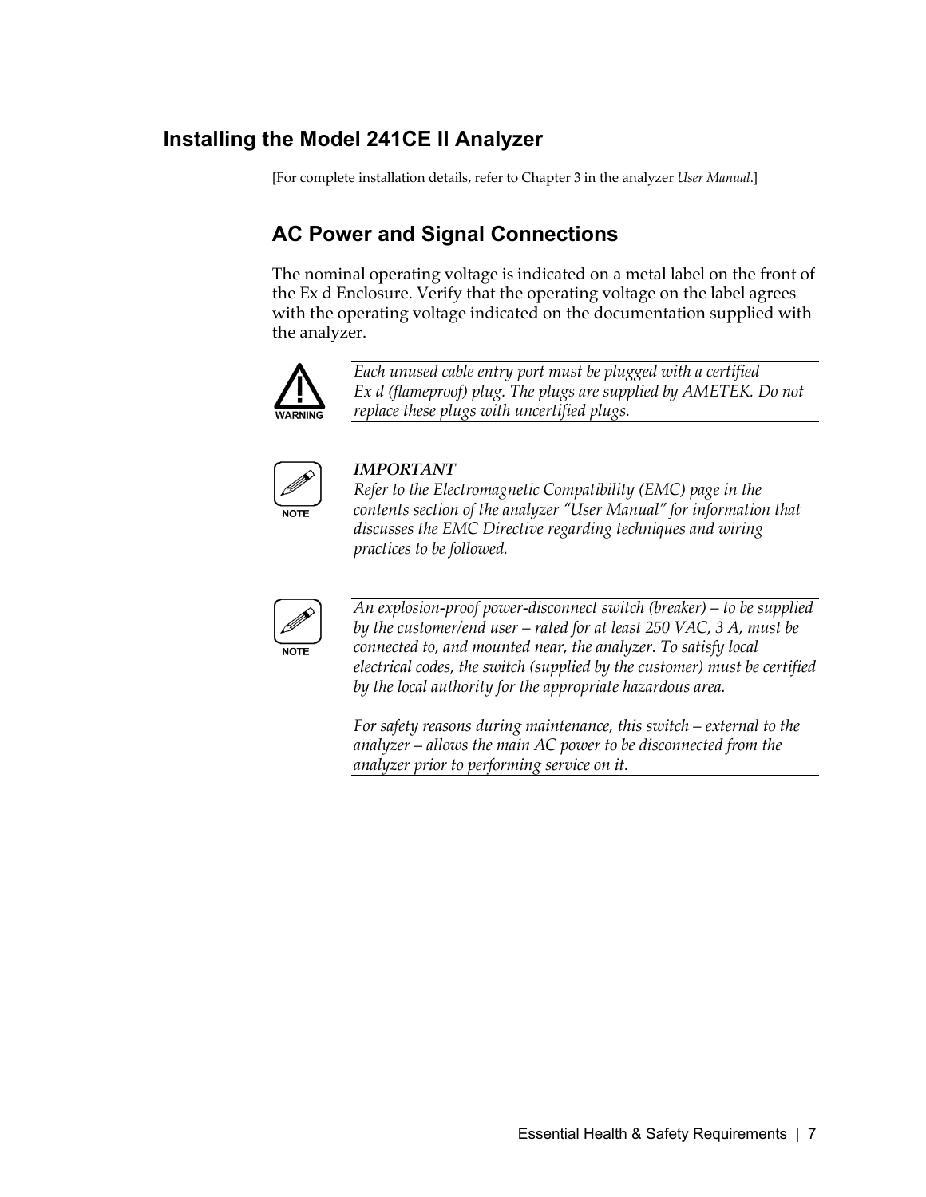## Installing the Model 241CE II Analyzer

[For complete installation details, refer to Chapter 3 in the analyzer *User Manual*.]

### AC Power and Signal Connections

The nominal operating voltage is indicated on a metal label on the front of the Ex d Enclosure. Verify that the operating voltage on the label agrees with the operating voltage indicated on the documentation supplied with the analyzer.

WARNING

*Each unused cable entry port must be plugged with a certified Ex d (flameproof) plug. The plugs are supplied by AMETEK. Do not replace these plugs with uncertified plugs.*

NOTE

***IMPORTANT***
*Refer to the Electromagnetic Compatibility (EMC) page in the contents section of the analyzer "User Manual" for information that discusses the EMC Directive regarding techniques and wiring practices to be followed.*

NOTE

*An explosion-proof power-disconnect switch (breaker) – to be supplied by the customer/end user – rated for at least 250 VAC, 3 A, must be connected to, and mounted near, the analyzer. To satisfy local electrical codes, the switch (supplied by the customer) must be certified by the local authority for the appropriate hazardous area.*

*For safety reasons during maintenance, this switch – external to the analyzer – allows the main AC power to be disconnected from the analyzer prior to performing service on it.*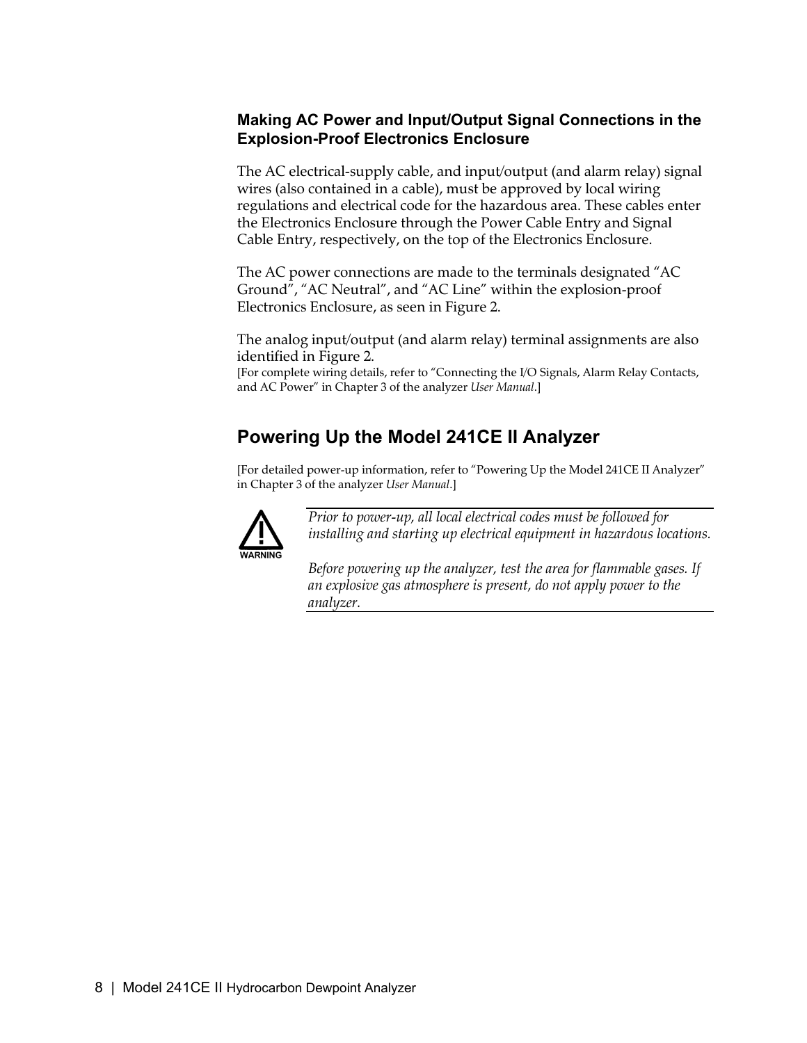### Making AC Power and Input/Output Signal Connections in the Explosion-Proof Electronics Enclosure

The AC electrical-supply cable, and input/output (and alarm relay) signal wires (also contained in a cable), must be approved by local wiring regulations and electrical code for the hazardous area. These cables enter the Electronics Enclosure through the Power Cable Entry and Signal Cable Entry, respectively, on the top of the Electronics Enclosure.

The AC power connections are made to the terminals designated "AC Ground", "AC Neutral", and "AC Line" within the explosion-proof Electronics Enclosure, as seen in Figure 2.

The analog input/output (and alarm relay) terminal assignments are also identified in Figure 2.
[For complete wiring details, refer to "Connecting the I/O Signals, Alarm Relay Contacts, and AC Power" in Chapter 3 of the analyzer *User Manual*.]

## Powering Up the Model 241CE II Analyzer

[For detailed power-up information, refer to "Powering Up the Model 241CE II Analyzer" in Chapter 3 of the analyzer *User Manual*.]

**WARNING**

*Prior to power-up, all local electrical codes must be followed for installing and starting up electrical equipment in hazardous locations.*

*Before powering up the analyzer, test the area for flammable gases. If an explosive gas atmosphere is present, do not apply power to the analyzer.*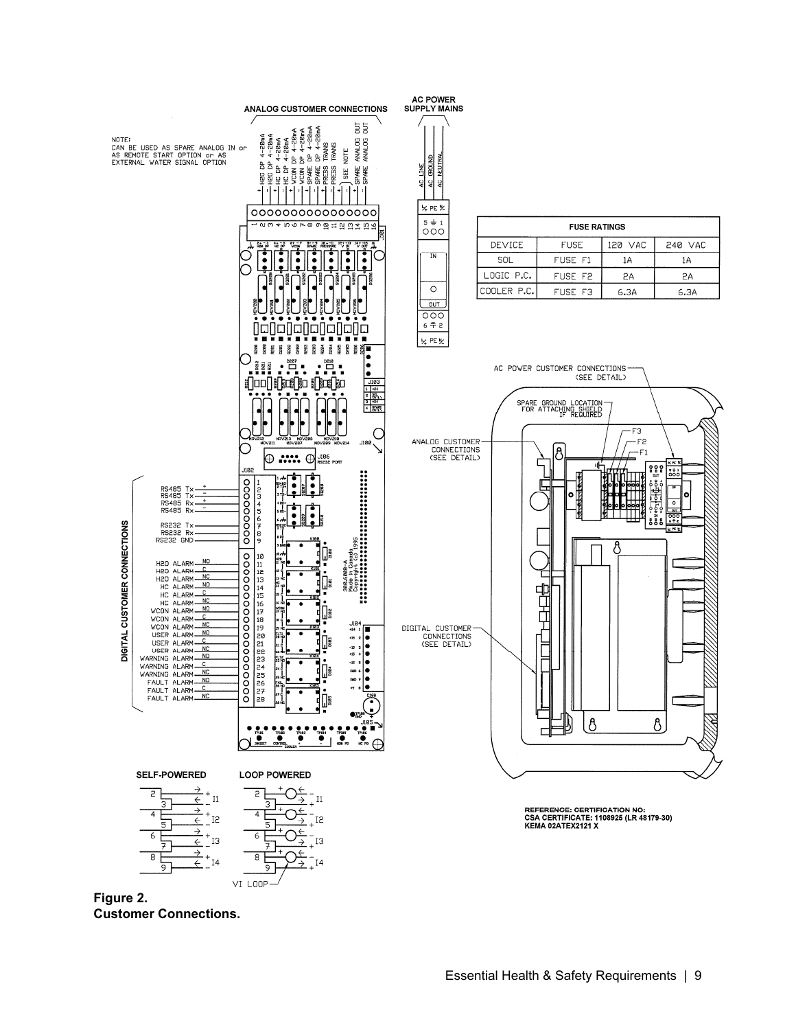ANALOG CUSTOMER CONNECTIONS

AC POWER SUPPLY MAINS

NOTE:
CAN BE USED AS SPARE ANALOG IN or AS REMOTE START OPTION or AS EXTERNAL WATER SIGNAL OPTION

| FUSE RATINGS | | | |
|---|---|---|---|
| DEVICE | FUSE | 120 VAC | 240 VAC |
| SOL | FUSE F1 | 1A | 1A |
| LOGIC P.C. | FUSE F2 | 2A | 2A |
| COOLER P.C. | FUSE F3 | 6.3A | 6.3A |

DIGITAL CUSTOMER CONNECTIONS

SELF-POWERED

LOOP POWERED

REFERENCE: CERTIFICATION NO:
CSA CERTIFICATE: 1108925 (LR 48179-30)
KEMA 02ATEX2121 X

**Figure 2.**
**Customer Connections.**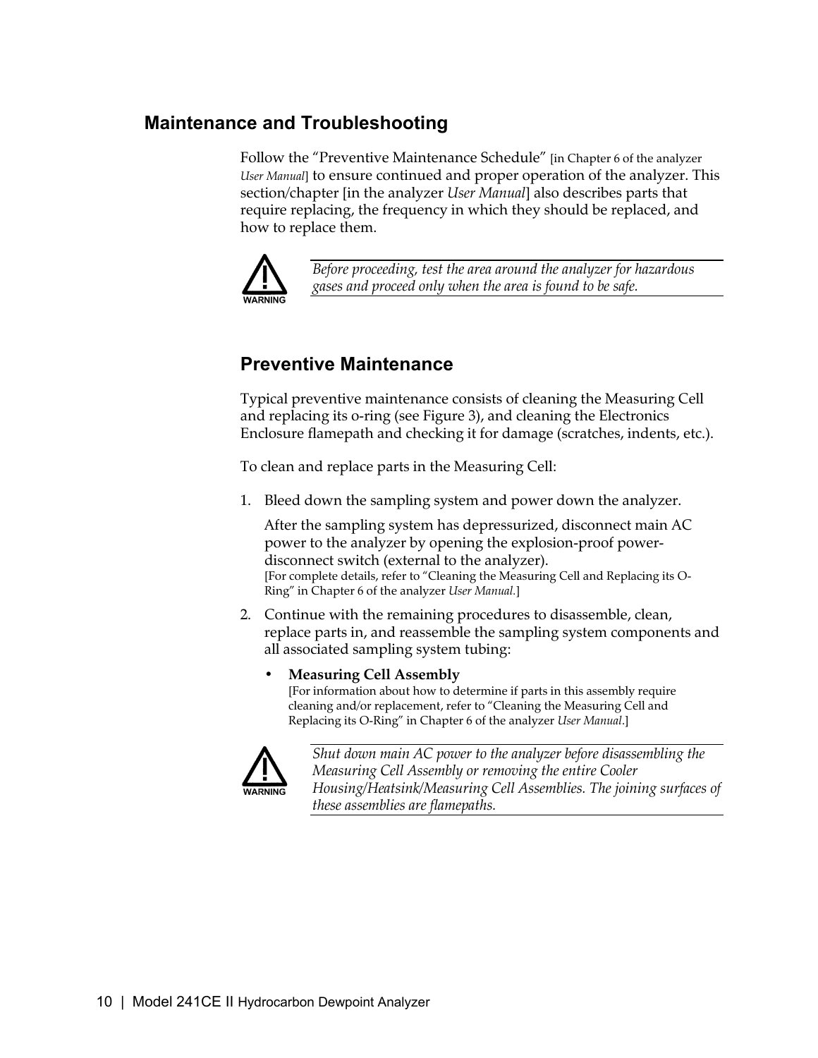## Maintenance and Troubleshooting

Follow the "Preventive Maintenance Schedule" [in Chapter 6 of the analyzer *User Manual*] to ensure continued and proper operation of the analyzer. This section/chapter [in the analyzer *User Manual*] also describes parts that require replacing, the frequency in which they should be replaced, and how to replace them.

> **WARNING**
> *Before proceeding, test the area around the analyzer for hazardous gases and proceed only when the area is found to be safe.*

### Preventive Maintenance

Typical preventive maintenance consists of cleaning the Measuring Cell and replacing its o-ring (see Figure 3), and cleaning the Electronics Enclosure flamepath and checking it for damage (scratches, indents, etc.).

To clean and replace parts in the Measuring Cell:

1. Bleed down the sampling system and power down the analyzer.

   After the sampling system has depressurized, disconnect main AC power to the analyzer by opening the explosion-proof power-disconnect switch (external to the analyzer).
   [For complete details, refer to "Cleaning the Measuring Cell and Replacing its O-Ring" in Chapter 6 of the analyzer *User Manual*.]

2. Continue with the remaining procedures to disassemble, clean, replace parts in, and reassemble the sampling system components and all associated sampling system tubing:

   - **Measuring Cell Assembly**
     [For information about how to determine if parts in this assembly require cleaning and/or replacement, refer to "Cleaning the Measuring Cell and Replacing its O-Ring" in Chapter 6 of the analyzer *User Manual*.]

> **WARNING**
> *Shut down main AC power to the analyzer before disassembling the Measuring Cell Assembly or removing the entire Cooler Housing/Heatsink/Measuring Cell Assemblies. The joining surfaces of these assemblies are flamepaths.*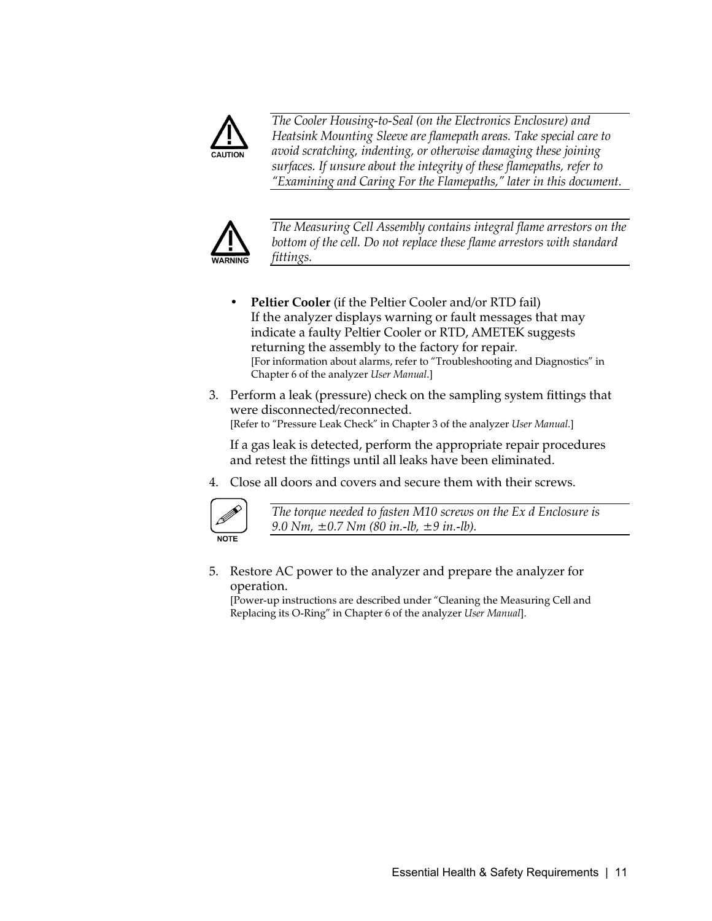**CAUTION**

*The Cooler Housing-to-Seal (on the Electronics Enclosure) and Heatsink Mounting Sleeve are flamepath areas. Take special care to avoid scratching, indenting, or otherwise damaging these joining surfaces. If unsure about the integrity of these flamepaths, refer to "Examining and Caring For the Flamepaths," later in this document.*

**WARNING**

*The Measuring Cell Assembly contains integral flame arrestors on the bottom of the cell. Do not replace these flame arrestors with standard fittings.*

- **Peltier Cooler** (if the Peltier Cooler and/or RTD fail)
  If the analyzer displays warning or fault messages that may indicate a faulty Peltier Cooler or RTD, AMETEK suggests returning the assembly to the factory for repair.
  [For information about alarms, refer to "Troubleshooting and Diagnostics" in Chapter 6 of the analyzer *User Manual*.]

3. Perform a leak (pressure) check on the sampling system fittings that were disconnected/reconnected.
   [Refer to "Pressure Leak Check" in Chapter 3 of the analyzer *User Manual*.]

   If a gas leak is detected, perform the appropriate repair procedures and retest the fittings until all leaks have been eliminated.

4. Close all doors and covers and secure them with their screws.

**NOTE**

*The torque needed to fasten M10 screws on the Ex d Enclosure is 9.0 Nm, ±0.7 Nm (80 in.-lb, ±9 in.-lb).*

5. Restore AC power to the analyzer and prepare the analyzer for operation.
   [Power-up instructions are described under "Cleaning the Measuring Cell and Replacing its O-Ring" in Chapter 6 of the analyzer *User Manual*].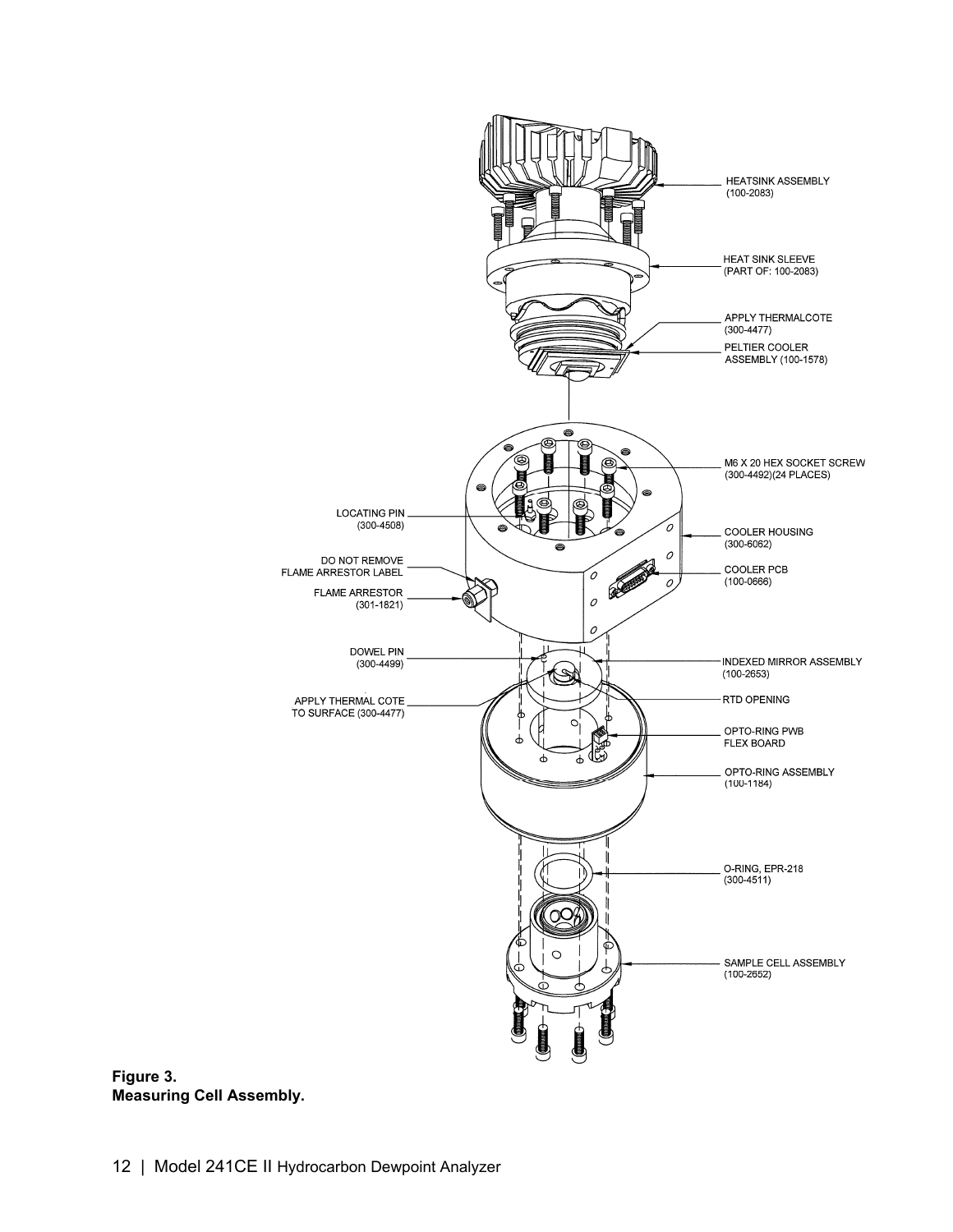HEATSINK ASSEMBLY
(100-2083)

HEAT SINK SLEEVE
(PART OF: 100-2083)

APPLY THERMALCOTE
(300-4477)

PELTIER COOLER
ASSEMBLY (100-1578)

M6 X 20 HEX SOCKET SCREW
(300-4492)(24 PLACES)

LOCATING PIN
(300-4508)

COOLER HOUSING
(300-6062)

DO NOT REMOVE
FLAME ARRESTOR LABEL

COOLER PCB
(100-0666)

FLAME ARRESTOR
(301-1821)

DOWEL PIN
(300-4499)

INDEXED MIRROR ASSEMBLY
(100-2653)

APPLY THERMAL COTE
TO SURFACE (300-4477)

RTD OPENING

OPTO-RING PWB
FLEX BOARD

OPTO-RING ASSEMBLY
(100-1184)

O-RING, EPR-218
(300-4511)

SAMPLE CELL ASSEMBLY
(100-2652)

**Figure 3.**
**Measuring Cell Assembly.**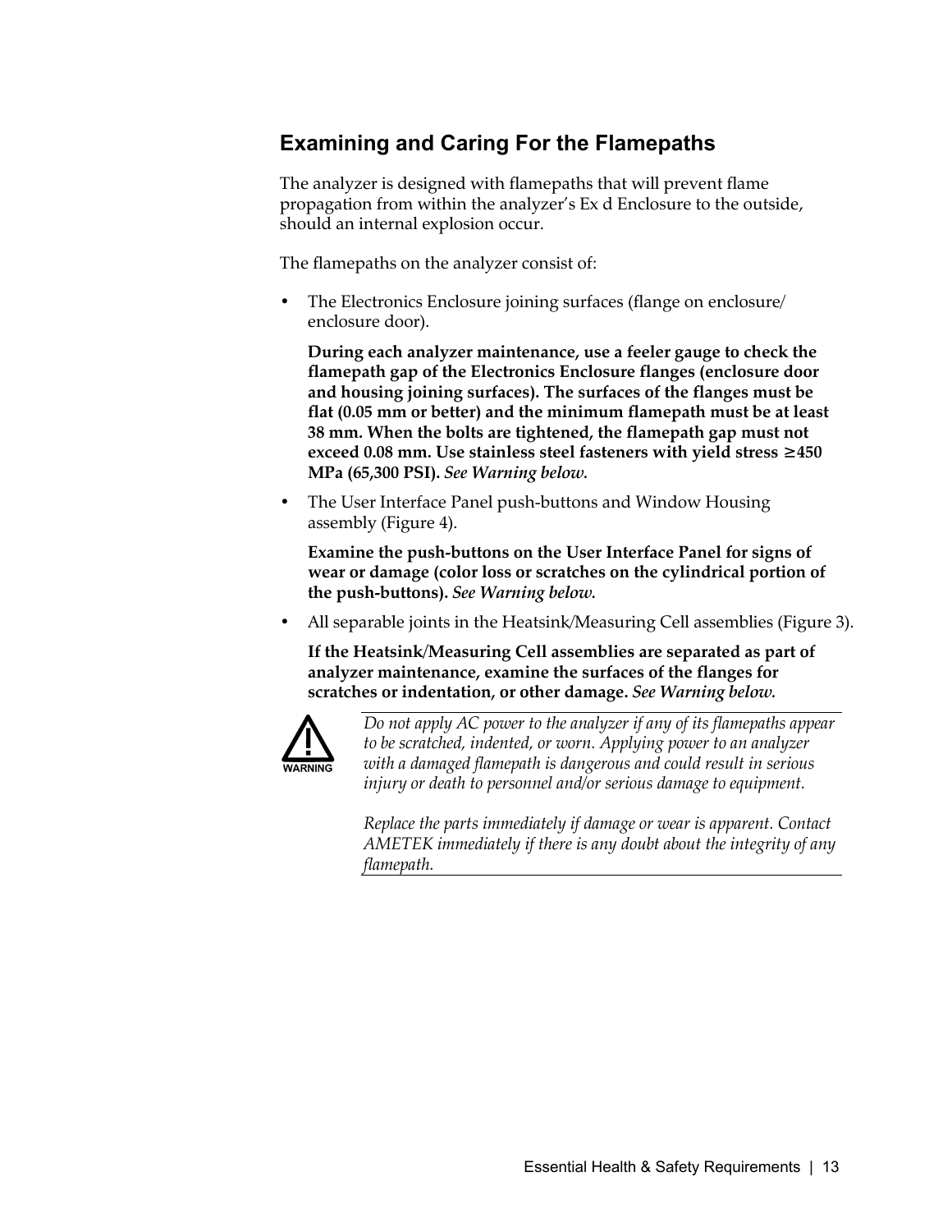## Examining and Caring For the Flamepaths

The analyzer is designed with flamepaths that will prevent flame propagation from within the analyzer's Ex d Enclosure to the outside, should an internal explosion occur.

The flamepaths on the analyzer consist of:

- The Electronics Enclosure joining surfaces (flange on enclosure/ enclosure door).

  **During each analyzer maintenance, use a feeler gauge to check the flamepath gap of the Electronics Enclosure flanges (enclosure door and housing joining surfaces). The surfaces of the flanges must be flat (0.05 mm or better) and the minimum flamepath must be at least 38 mm. When the bolts are tightened, the flamepath gap must not exceed 0.08 mm. Use stainless steel fasteners with yield stress ≥450 MPa (65,300 PSI).** ***See Warning below.***

- The User Interface Panel push-buttons and Window Housing assembly (Figure 4).

  **Examine the push-buttons on the User Interface Panel for signs of wear or damage (color loss or scratches on the cylindrical portion of the push-buttons).** ***See Warning below.***

- All separable joints in the Heatsink/Measuring Cell assemblies (Figure 3).

  **If the Heatsink/Measuring Cell assemblies are separated as part of analyzer maintenance, examine the surfaces of the flanges for scratches or indentation, or other damage.** ***See Warning below.***

WARNING

*Do not apply AC power to the analyzer if any of its flamepaths appear to be scratched, indented, or worn. Applying power to an analyzer with a damaged flamepath is dangerous and could result in serious injury or death to personnel and/or serious damage to equipment.*

*Replace the parts immediately if damage or wear is apparent. Contact AMETEK immediately if there is any doubt about the integrity of any flamepath.*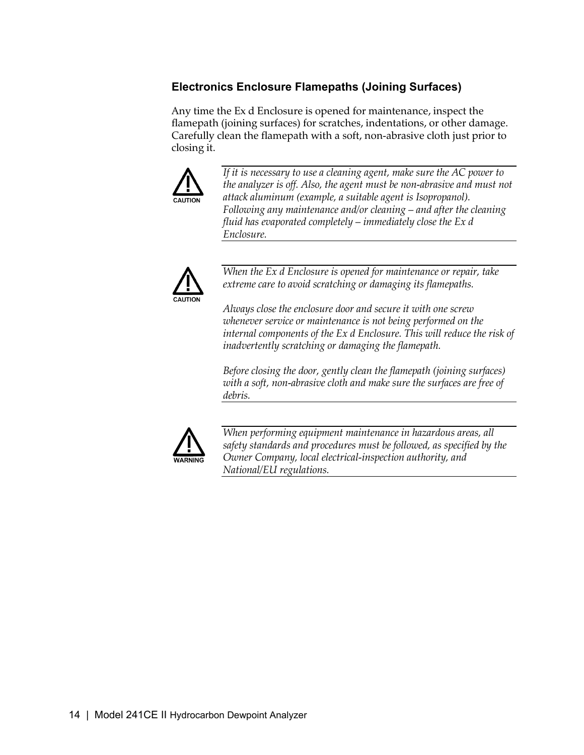### Electronics Enclosure Flamepaths (Joining Surfaces)

Any time the Ex d Enclosure is opened for maintenance, inspect the flamepath (joining surfaces) for scratches, indentations, or other damage. Carefully clean the flamepath with a soft, non-abrasive cloth just prior to closing it.

**CAUTION**

*If it is necessary to use a cleaning agent, make sure the AC power to the analyzer is off. Also, the agent must be non-abrasive and must not attack aluminum (example, a suitable agent is Isopropanol). Following any maintenance and/or cleaning – and after the cleaning fluid has evaporated completely – immediately close the Ex d Enclosure.*

**CAUTION**

*When the Ex d Enclosure is opened for maintenance or repair, take extreme care to avoid scratching or damaging its flamepaths.*

*Always close the enclosure door and secure it with one screw whenever service or maintenance is not being performed on the internal components of the Ex d Enclosure. This will reduce the risk of inadvertently scratching or damaging the flamepath.*

*Before closing the door, gently clean the flamepath (joining surfaces) with a soft, non-abrasive cloth and make sure the surfaces are free of debris.*

**WARNING**

*When performing equipment maintenance in hazardous areas, all safety standards and procedures must be followed, as specified by the Owner Company, local electrical-inspection authority, and National/EU regulations.*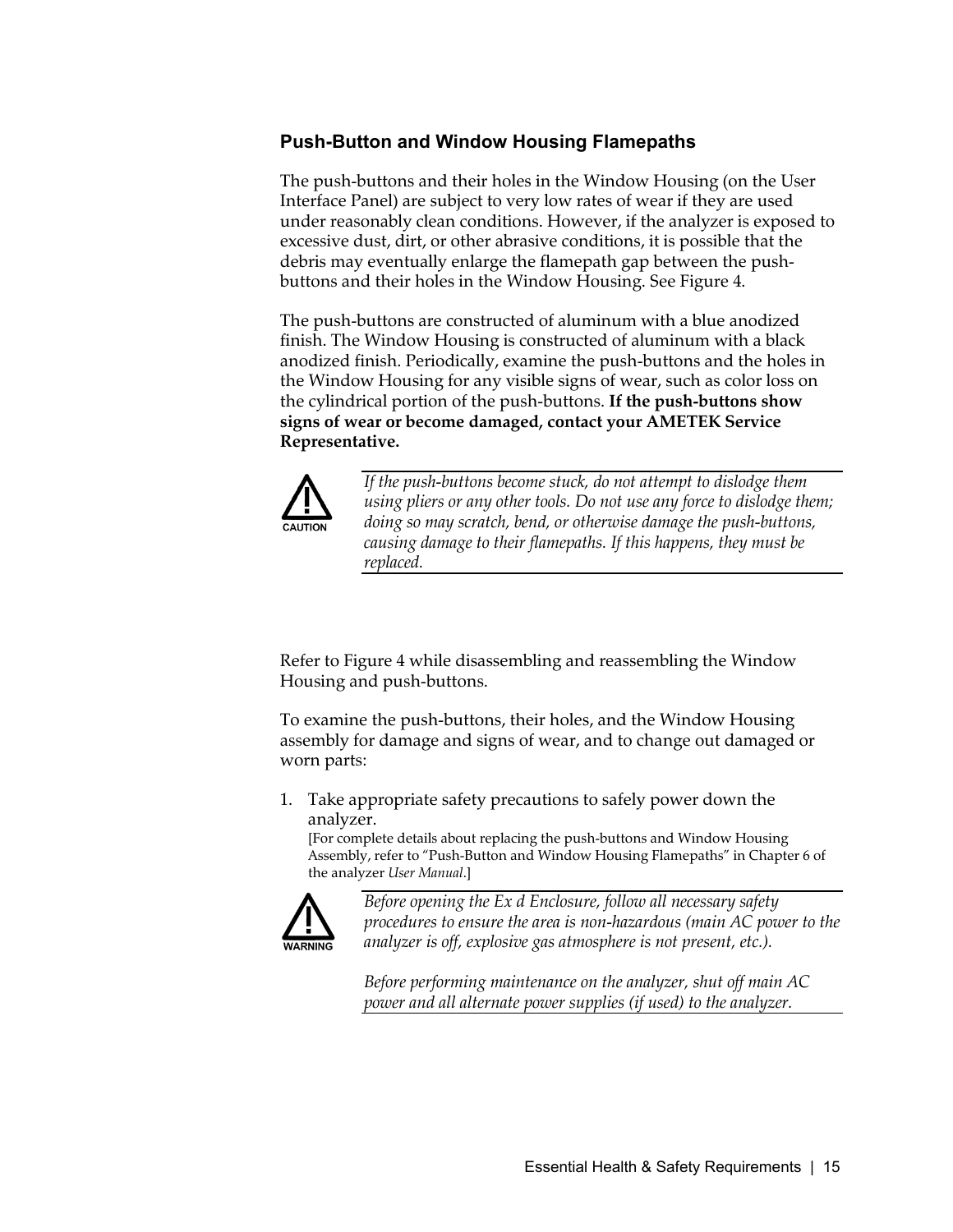### Push-Button and Window Housing Flamepaths

The push-buttons and their holes in the Window Housing (on the User Interface Panel) are subject to very low rates of wear if they are used under reasonably clean conditions. However, if the analyzer is exposed to excessive dust, dirt, or other abrasive conditions, it is possible that the debris may eventually enlarge the flamepath gap between the push-buttons and their holes in the Window Housing. See Figure 4.

The push-buttons are constructed of aluminum with a blue anodized finish. The Window Housing is constructed of aluminum with a black anodized finish. Periodically, examine the push-buttons and the holes in the Window Housing for any visible signs of wear, such as color loss on the cylindrical portion of the push-buttons. **If the push-buttons show signs of wear or become damaged, contact your AMETEK Service Representative.**

**CAUTION**

*If the push-buttons become stuck, do not attempt to dislodge them using pliers or any other tools. Do not use any force to dislodge them; doing so may scratch, bend, or otherwise damage the push-buttons, causing damage to their flamepaths. If this happens, they must be replaced.*

Refer to Figure 4 while disassembling and reassembling the Window Housing and push-buttons.

To examine the push-buttons, their holes, and the Window Housing assembly for damage and signs of wear, and to change out damaged or worn parts:

1. Take appropriate safety precautions to safely power down the analyzer.
   [For complete details about replacing the push-buttons and Window Housing Assembly, refer to "Push-Button and Window Housing Flamepaths" in Chapter 6 of the analyzer *User Manual*.]

**WARNING**

*Before opening the Ex d Enclosure, follow all necessary safety procedures to ensure the area is non-hazardous (main AC power to the analyzer is off, explosive gas atmosphere is not present, etc.).*

*Before performing maintenance on the analyzer, shut off main AC power and all alternate power supplies (if used) to the analyzer.*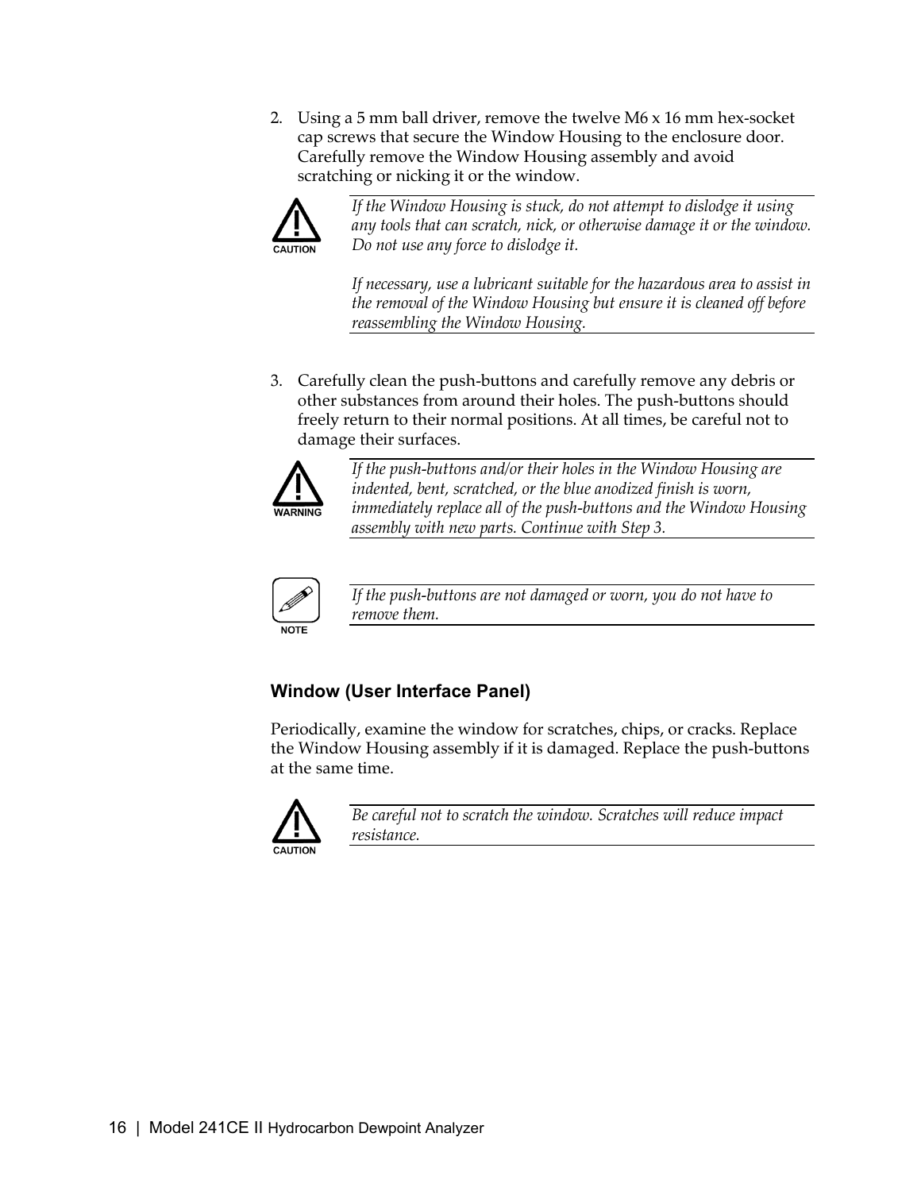2. Using a 5 mm ball driver, remove the twelve M6 x 16 mm hex-socket cap screws that secure the Window Housing to the enclosure door. Carefully remove the Window Housing assembly and avoid scratching or nicking it or the window.

> **CAUTION**
>
> *If the Window Housing is stuck, do not attempt to dislodge it using any tools that can scratch, nick, or otherwise damage it or the window. Do not use any force to dislodge it.*
>
> *If necessary, use a lubricant suitable for the hazardous area to assist in the removal of the Window Housing but ensure it is cleaned off before reassembling the Window Housing.*

3. Carefully clean the push-buttons and carefully remove any debris or other substances from around their holes. The push-buttons should freely return to their normal positions. At all times, be careful not to damage their surfaces.

> **WARNING**
>
> *If the push-buttons and/or their holes in the Window Housing are indented, bent, scratched, or the blue anodized finish is worn, immediately replace all of the push-buttons and the Window Housing assembly with new parts. Continue with Step 3.*

> **NOTE**
>
> *If the push-buttons are not damaged or worn, you do not have to remove them.*

### Window (User Interface Panel)

Periodically, examine the window for scratches, chips, or cracks. Replace the Window Housing assembly if it is damaged. Replace the push-buttons at the same time.

> **CAUTION**
>
> *Be careful not to scratch the window. Scratches will reduce impact resistance.*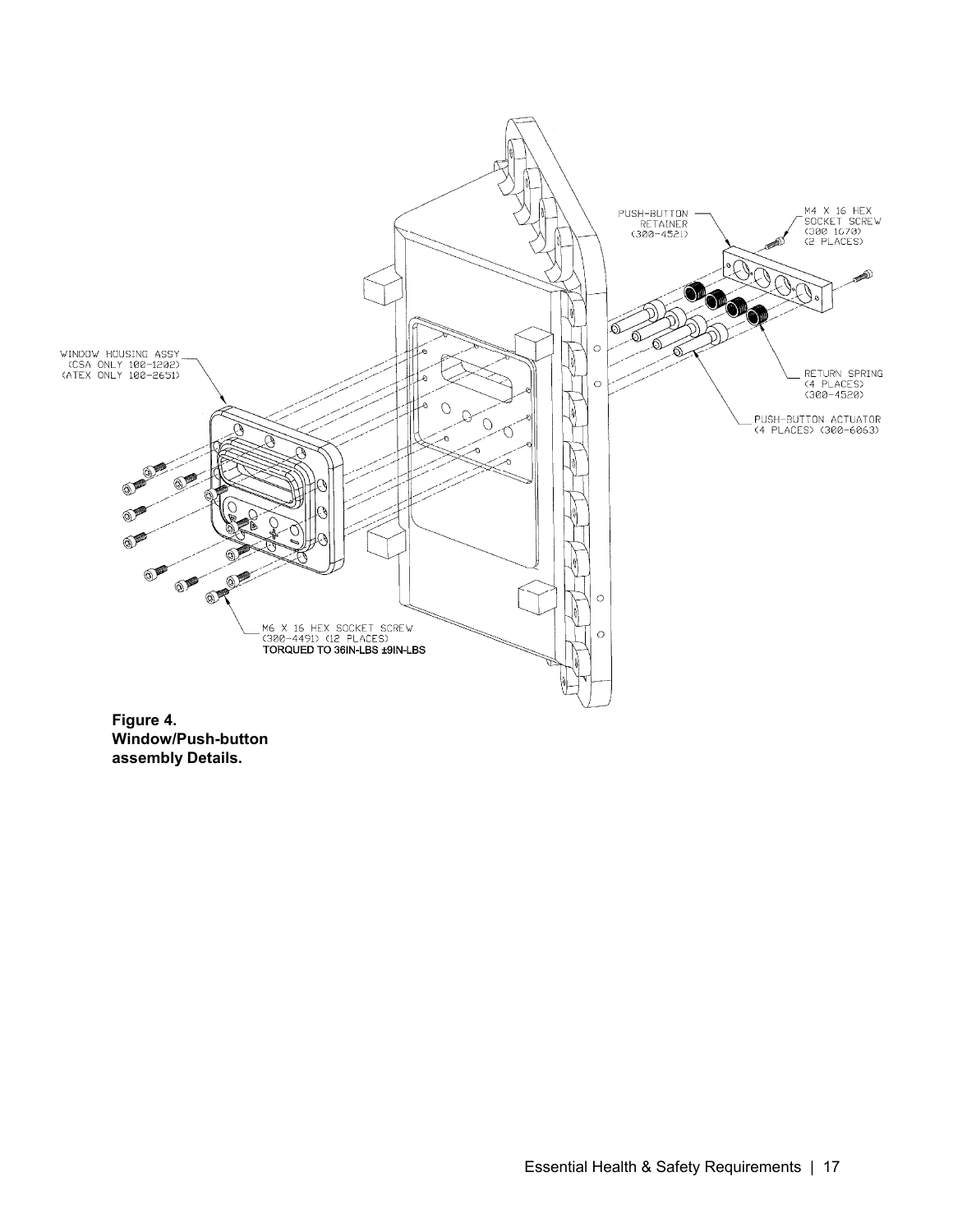PUSH-BUTTON RETAINER (300-4521)

M4 X 16 HEX SOCKET SCREW (300 1670) (2 PLACES)

WINDOW HOUSING ASSY (CSA ONLY 100-1202) (ATEX ONLY 100-2651)

RETURN SPRING (4 PLACES) (300-4520)

PUSH-BUTTON ACTUATOR (4 PLACES) (300-6063)

M6 X 16 HEX SOCKET SCREW (300-4491) (12 PLACES)
TORQUED TO 36IN-LBS ±9IN-LBS

**Figure 4. Window/Push-button assembly Details.**